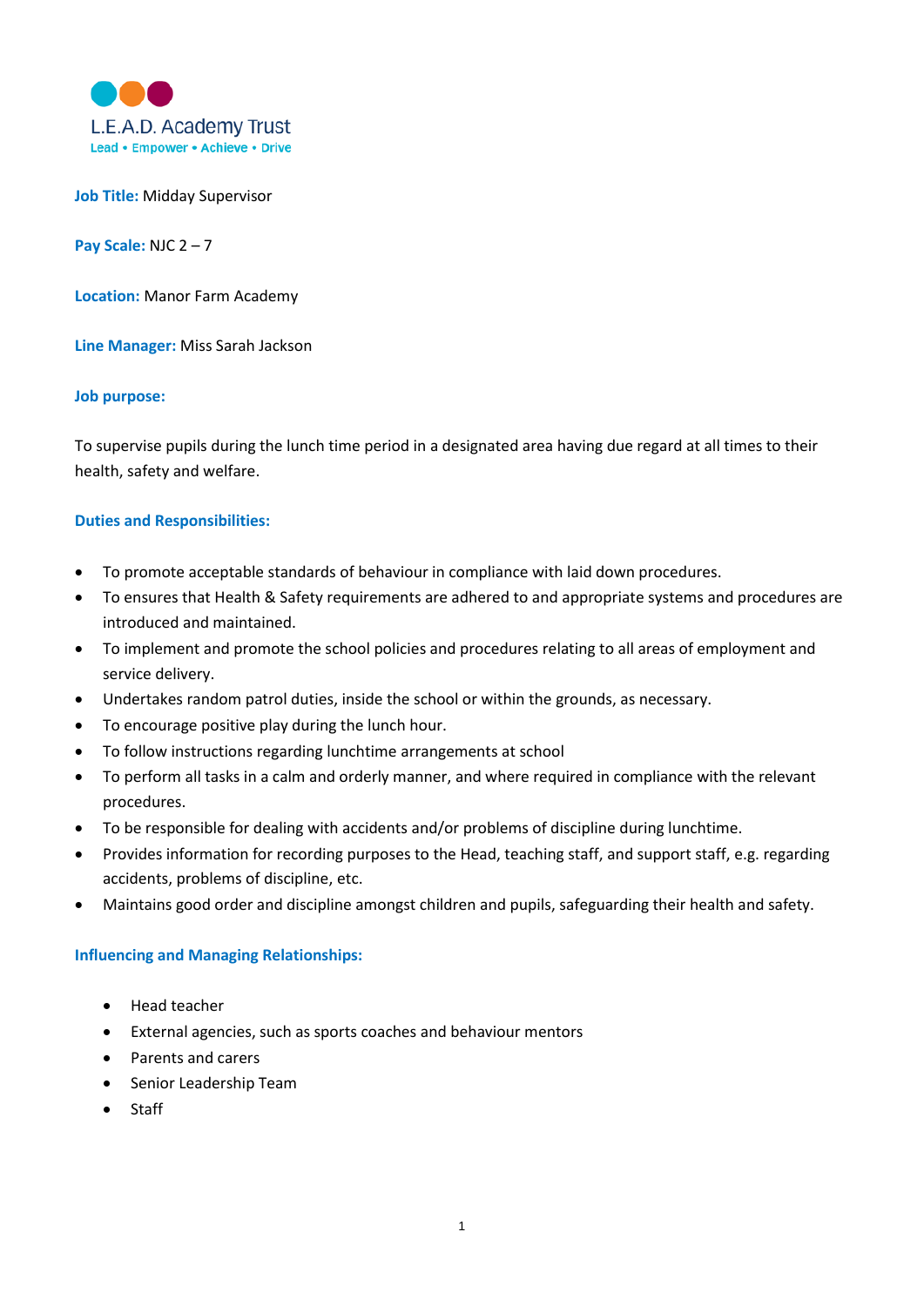L.E.A.D. Academy Trust
Lead • Empower • Achieve • Drive

**Job Title:** Midday Supervisor

**Pay Scale:** NJC 2 – 7

**Location:** Manor Farm Academy

**Line Manager:** Miss Sarah Jackson

**Job purpose:**

To supervise pupils during the lunch time period in a designated area having due regard at all times to their health, safety and welfare.

**Duties and Responsibilities:**

- To promote acceptable standards of behaviour in compliance with laid down procedures.
- To ensures that Health & Safety requirements are adhered to and appropriate systems and procedures are introduced and maintained.
- To implement and promote the school policies and procedures relating to all areas of employment and service delivery.
- Undertakes random patrol duties, inside the school or within the grounds, as necessary.
- To encourage positive play during the lunch hour.
- To follow instructions regarding lunchtime arrangements at school
- To perform all tasks in a calm and orderly manner, and where required in compliance with the relevant procedures.
- To be responsible for dealing with accidents and/or problems of discipline during lunchtime.
- Provides information for recording purposes to the Head, teaching staff, and support staff, e.g. regarding accidents, problems of discipline, etc.
- Maintains good order and discipline amongst children and pupils, safeguarding their health and safety.

**Influencing and Managing Relationships:**

- Head teacher
- External agencies, such as sports coaches and behaviour mentors
- Parents and carers
- Senior Leadership Team
- Staff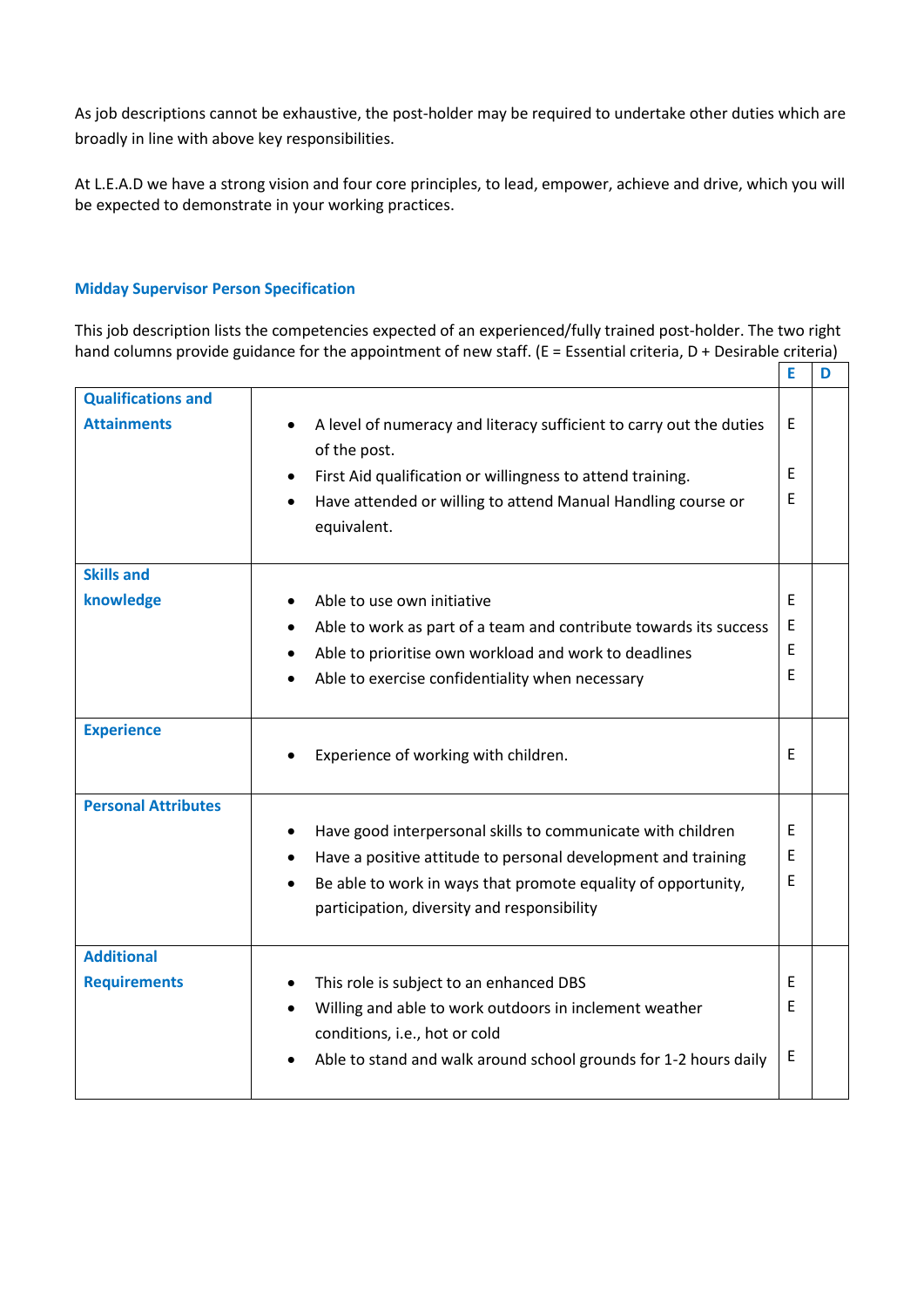As job descriptions cannot be exhaustive, the post-holder may be required to undertake other duties which are broadly in line with above key responsibilities.

At L.E.A.D we have a strong vision and four core principles, to lead, empower, achieve and drive, which you will be expected to demonstrate in your working practices.

## Midday Supervisor Person Specification

This job description lists the competencies expected of an experienced/fully trained post-holder. The two right hand columns provide guidance for the appointment of new staff. (E = Essential criteria, D + Desirable criteria)

| | | E | D |
|---|---|---|---|
| **Qualifications and Attainments** | • A level of numeracy and literacy sufficient to carry out the duties of the post.<br>• First Aid qualification or willingness to attend training.<br>• Have attended or willing to attend Manual Handling course or equivalent. | E<br>E<br>E | |
| **Skills and knowledge** | • Able to use own initiative<br>• Able to work as part of a team and contribute towards its success<br>• Able to prioritise own workload and work to deadlines<br>• Able to exercise confidentiality when necessary | E<br>E<br>E<br>E | |
| **Experience** | • Experience of working with children. | E | |
| **Personal Attributes** | • Have good interpersonal skills to communicate with children<br>• Have a positive attitude to personal development and training<br>• Be able to work in ways that promote equality of opportunity, participation, diversity and responsibility | E<br>E<br>E | |
| **Additional Requirements** | • This role is subject to an enhanced DBS<br>• Willing and able to work outdoors in inclement weather conditions, i.e., hot or cold<br>• Able to stand and walk around school grounds for 1-2 hours daily | E<br>E<br>E | |